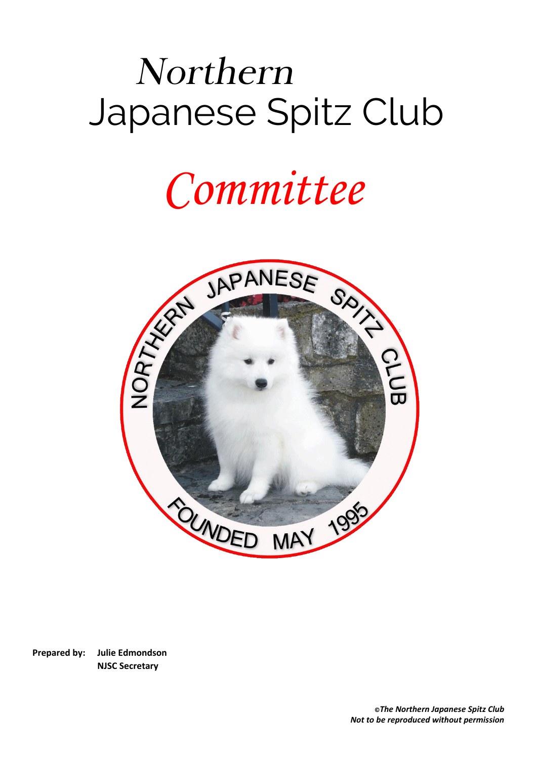# Northern Japanese Spitz Club

# *Committee*

**Prepared by:** **Julie Edmondson**
**NJSC Secretary**

*©The Northern Japanese Spitz Club*
*Not to be reproduced without permission*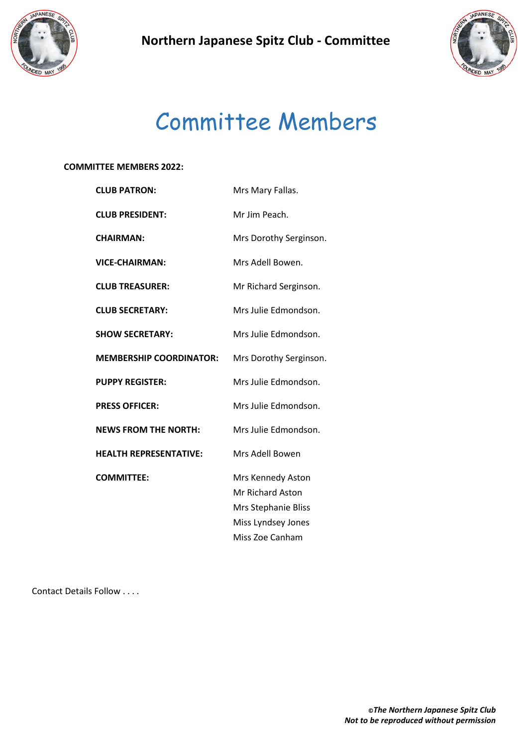# Northern Japanese Spitz Club - Committee

## Committee Members

**COMMITTEE MEMBERS 2022:**

| | |
|---|---|
| **CLUB PATRON:** | Mrs Mary Fallas. |
| **CLUB PRESIDENT:** | Mr Jim Peach. |
| **CHAIRMAN:** | Mrs Dorothy Serginson. |
| **VICE-CHAIRMAN:** | Mrs Adell Bowen. |
| **CLUB TREASURER:** | Mr Richard Serginson. |
| **CLUB SECRETARY:** | Mrs Julie Edmondson. |
| **SHOW SECRETARY:** | Mrs Julie Edmondson. |
| **MEMBERSHIP COORDINATOR:** | Mrs Dorothy Serginson. |
| **PUPPY REGISTER:** | Mrs Julie Edmondson. |
| **PRESS OFFICER:** | Mrs Julie Edmondson. |
| **NEWS FROM THE NORTH:** | Mrs Julie Edmondson. |
| **HEALTH REPRESENTATIVE:** | Mrs Adell Bowen |
| **COMMITTEE:** | Mrs Kennedy Aston<br>Mr Richard Aston<br>Mrs Stephanie Bliss<br>Miss Lyndsey Jones<br>Miss Zoe Canham |

Contact Details Follow . . . .

***©The Northern Japanese Spitz Club***
***Not to be reproduced without permission***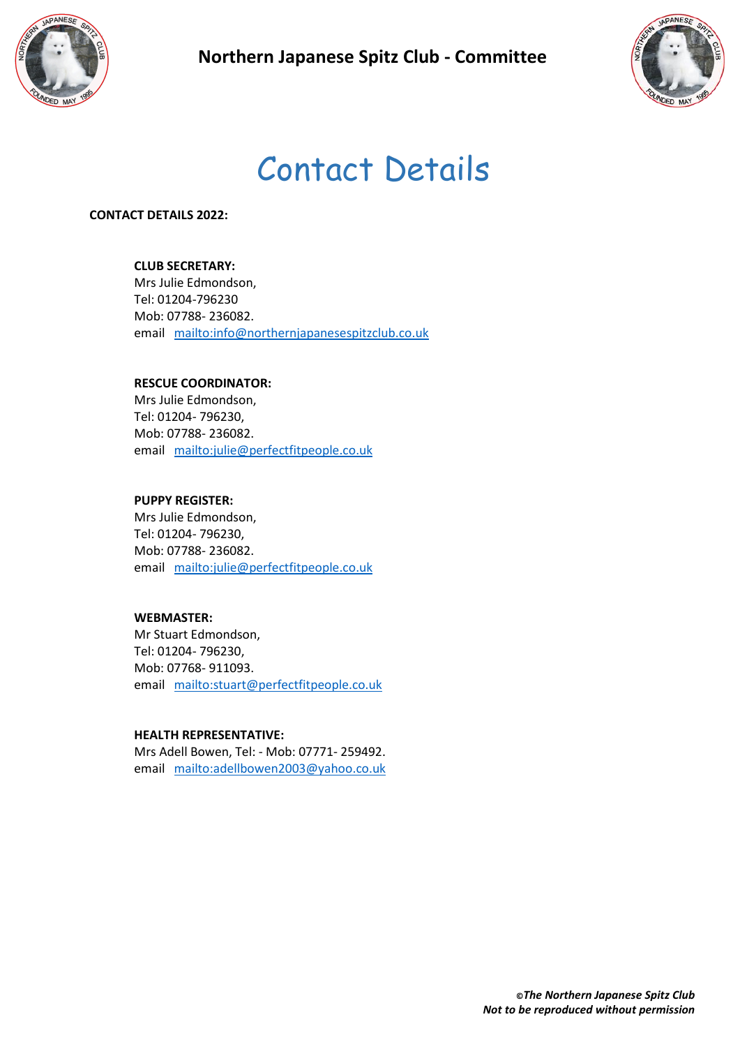# Northern Japanese Spitz Club - Committee

## Contact Details

**CONTACT DETAILS 2022:**

**CLUB SECRETARY:**
Mrs Julie Edmondson,
Tel: 01204-796230
Mob: 07788- 236082.
email mailto:info@northernjapanesespitzclub.co.uk

**RESCUE COORDINATOR:**
Mrs Julie Edmondson,
Tel: 01204- 796230,
Mob: 07788- 236082.
email mailto:julie@perfectfitpeople.co.uk

**PUPPY REGISTER:**
Mrs Julie Edmondson,
Tel: 01204- 796230,
Mob: 07788- 236082.
email mailto:julie@perfectfitpeople.co.uk

**WEBMASTER:**
Mr Stuart Edmondson,
Tel: 01204- 796230,
Mob: 07768- 911093.
email mailto:stuart@perfectfitpeople.co.uk

**HEALTH REPRESENTATIVE:**
Mrs Adell Bowen, Tel: - Mob: 07771- 259492.
email mailto:adellbowen2003@yahoo.co.uk

***©The Northern Japanese Spitz Club***
***Not to be reproduced without permission***